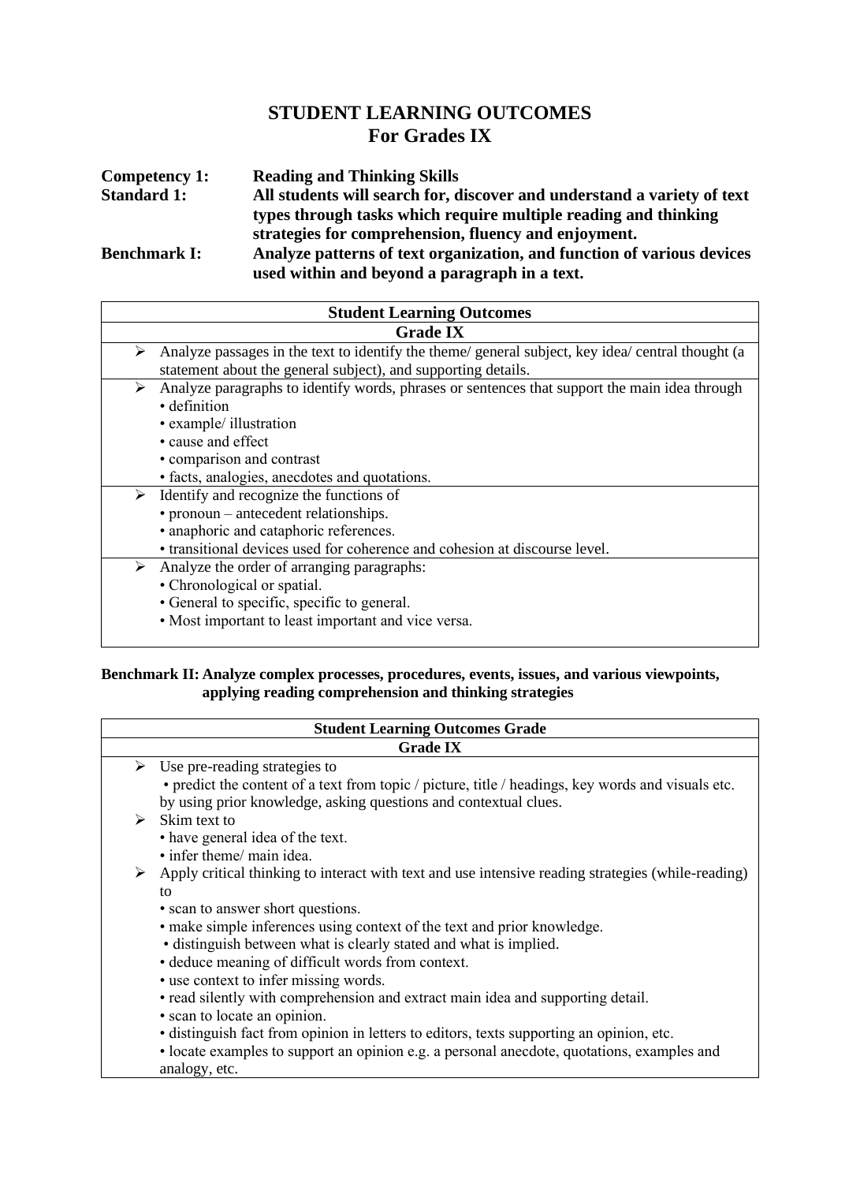# STUDENT LEARNING OUTCOMES
## For Grades IX

**Competency 1:** **Reading and Thinking Skills**

**Standard 1:** **All students will search for, discover and understand a variety of text types through tasks which require multiple reading and thinking strategies for comprehension, fluency and enjoyment.**

**Benchmark I:** **Analyze patterns of text organization, and function of various devices used within and beyond a paragraph in a text.**

| Student Learning Outcomes |
|---|
| **Grade IX** |
| ➢ Analyze passages in the text to identify the theme/ general subject, key idea/ central thought (a statement about the general subject), and supporting details. |
| ➢ Analyze paragraphs to identify words, phrases or sentences that support the main idea through<br>• definition<br>• example/ illustration<br>• cause and effect<br>• comparison and contrast<br>• facts, analogies, anecdotes and quotations. |
| ➢ Identify and recognize the functions of<br>• pronoun – antecedent relationships.<br>• anaphoric and cataphoric references.<br>• transitional devices used for coherence and cohesion at discourse level. |
| ➢ Analyze the order of arranging paragraphs:<br>• Chronological or spatial.<br>• General to specific, specific to general.<br>• Most important to least important and vice versa. |

**Benchmark II: Analyze complex processes, procedures, events, issues, and various viewpoints, applying reading comprehension and thinking strategies**

| Student Learning Outcomes Grade |
|---|
| **Grade IX** |
| ➢ Use pre-reading strategies to<br>• predict the content of a text from topic / picture, title / headings, key words and visuals etc. by using prior knowledge, asking questions and contextual clues.<br>➢ Skim text to<br>• have general idea of the text.<br>• infer theme/ main idea.<br>➢ Apply critical thinking to interact with text and use intensive reading strategies (while-reading) to<br>• scan to answer short questions.<br>• make simple inferences using context of the text and prior knowledge.<br>• distinguish between what is clearly stated and what is implied.<br>• deduce meaning of difficult words from context.<br>• use context to infer missing words.<br>• read silently with comprehension and extract main idea and supporting detail.<br>• scan to locate an opinion.<br>• distinguish fact from opinion in letters to editors, texts supporting an opinion, etc.<br>• locate examples to support an opinion e.g. a personal anecdote, quotations, examples and analogy, etc. |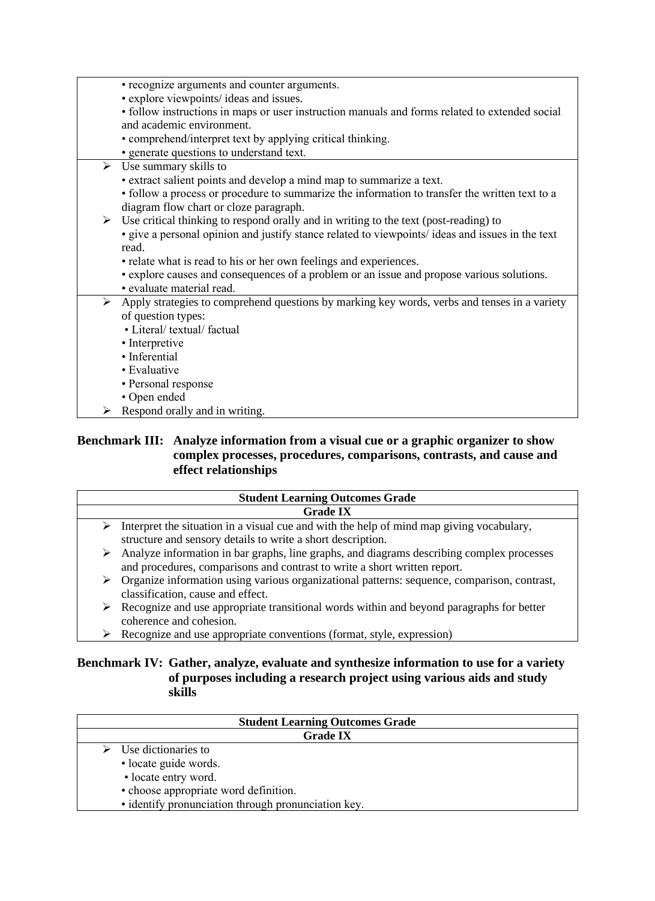| |
|---|
| • recognize arguments and counter arguments.<br>• explore viewpoints/ ideas and issues.<br>• follow instructions in maps or user instruction manuals and forms related to extended social and academic environment.<br>• comprehend/interpret text by applying critical thinking.<br>• generate questions to understand text. |
| ➢ Use summary skills to<br>• extract salient points and develop a mind map to summarize a text.<br>• follow a process or procedure to summarize the information to transfer the written text to a diagram flow chart or cloze paragraph.<br>➢ Use critical thinking to respond orally and in writing to the text (post-reading) to<br>• give a personal opinion and justify stance related to viewpoints/ ideas and issues in the text read.<br>• relate what is read to his or her own feelings and experiences.<br>• explore causes and consequences of a problem or an issue and propose various solutions.<br>• evaluate material read. |
| ➢ Apply strategies to comprehend questions by marking key words, verbs and tenses in a variety of question types:<br>• Literal/ textual/ factual<br>• Interpretive<br>• Inferential<br>• Evaluative<br>• Personal response<br>• Open ended<br>➢ Respond orally and in writing. |

**Benchmark III: Analyze information from a visual cue or a graphic organizer to show complex processes, procedures, comparisons, contrasts, and cause and effect relationships**

| Student Learning Outcomes Grade |
|---|
| **Grade IX** |
| ➢ Interpret the situation in a visual cue and with the help of mind map giving vocabulary, structure and sensory details to write a short description.<br>➢ Analyze information in bar graphs, line graphs, and diagrams describing complex processes and procedures, comparisons and contrast to write a short written report.<br>➢ Organize information using various organizational patterns: sequence, comparison, contrast, classification, cause and effect.<br>➢ Recognize and use appropriate transitional words within and beyond paragraphs for better coherence and cohesion.<br>➢ Recognize and use appropriate conventions (format, style, expression) |

**Benchmark IV: Gather, analyze, evaluate and synthesize information to use for a variety of purposes including a research project using various aids and study skills**

| Student Learning Outcomes Grade |
|---|
| **Grade IX** |
| ➢ Use dictionaries to<br>• locate guide words.<br>• locate entry word.<br>• choose appropriate word definition.<br>• identify pronunciation through pronunciation key. |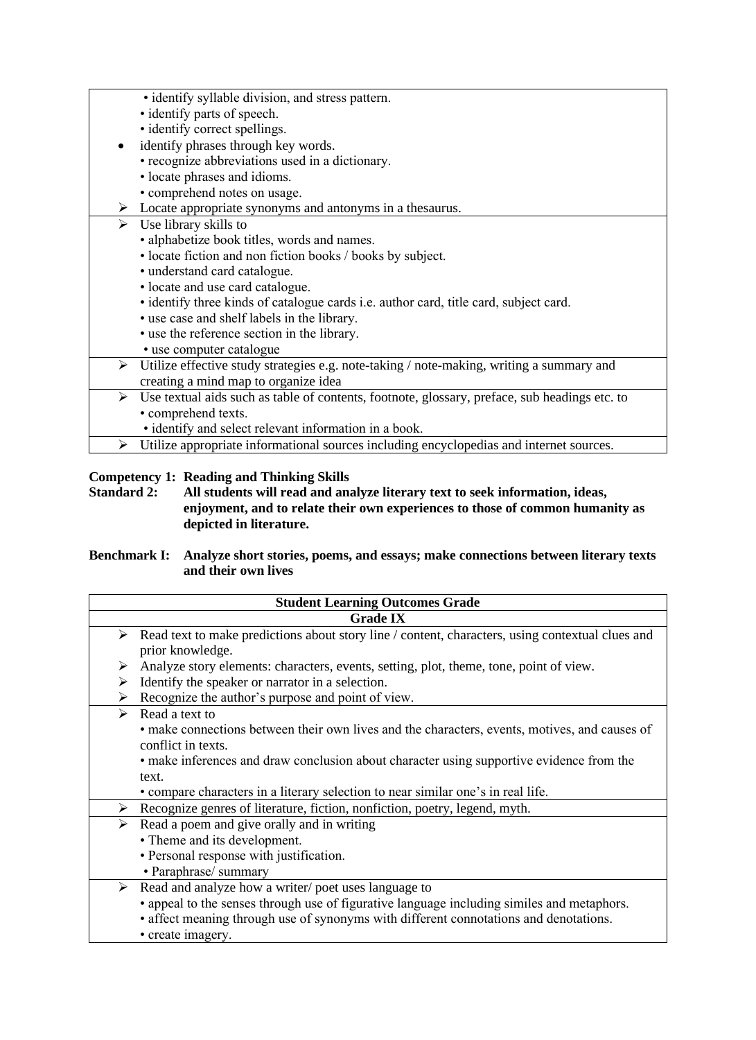| |
|---|
| • identify syllable division, and stress pattern.<br>• identify parts of speech.<br>• identify correct spellings.<br>• identify phrases through key words.<br>• recognize abbreviations used in a dictionary.<br>• locate phrases and idioms.<br>• comprehend notes on usage.<br>➢ Locate appropriate synonyms and antonyms in a thesaurus. |
| ➢ Use library skills to<br>• alphabetize book titles, words and names.<br>• locate fiction and non fiction books / books by subject.<br>• understand card catalogue.<br>• locate and use card catalogue.<br>• identify three kinds of catalogue cards i.e. author card, title card, subject card.<br>• use case and shelf labels in the library.<br>• use the reference section in the library.<br>• use computer catalogue |
| ➢ Utilize effective study strategies e.g. note-taking / note-making, writing a summary and creating a mind map to organize idea |
| ➢ Use textual aids such as table of contents, footnote, glossary, preface, sub headings etc. to<br>• comprehend texts.<br>• identify and select relevant information in a book. |
| ➢ Utilize appropriate informational sources including encyclopedias and internet sources. |

**Competency 1: Reading and Thinking Skills**

**Standard 2: All students will read and analyze literary text to seek information, ideas, enjoyment, and to relate their own experiences to those of common humanity as depicted in literature.**

**Benchmark I: Analyze short stories, poems, and essays; make connections between literary texts and their own lives**

| Student Learning Outcomes Grade |
|---|
| **Grade IX** |
| ➢ Read text to make predictions about story line / content, characters, using contextual clues and prior knowledge.<br>➢ Analyze story elements: characters, events, setting, plot, theme, tone, point of view.<br>➢ Identify the speaker or narrator in a selection.<br>➢ Recognize the author's purpose and point of view. |
| ➢ Read a text to<br>• make connections between their own lives and the characters, events, motives, and causes of conflict in texts.<br>• make inferences and draw conclusion about character using supportive evidence from the text.<br>• compare characters in a literary selection to near similar one's in real life. |
| ➢ Recognize genres of literature, fiction, nonfiction, poetry, legend, myth. |
| ➢ Read a poem and give orally and in writing<br>• Theme and its development.<br>• Personal response with justification.<br>• Paraphrase/ summary |
| ➢ Read and analyze how a writer/ poet uses language to<br>• appeal to the senses through use of figurative language including similes and metaphors.<br>• affect meaning through use of synonyms with different connotations and denotations.<br>• create imagery. |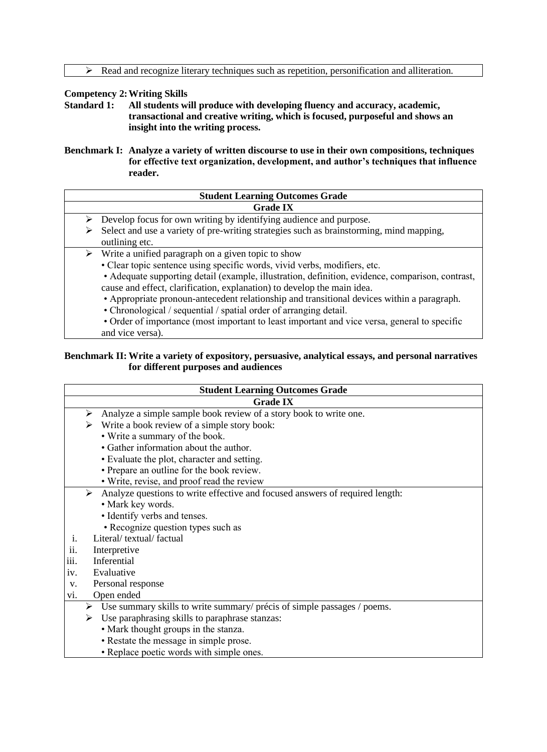| ➢ Read and recognize literary techniques such as repetition, personification and alliteration. |
|---|

**Competency 2: Writing Skills**

**Standard 1: All students will produce with developing fluency and accuracy, academic, transactional and creative writing, which is focused, purposeful and shows an insight into the writing process.**

**Benchmark I: Analyze a variety of written discourse to use in their own compositions, techniques for effective text organization, development, and author's techniques that influence reader.**

| **Student Learning Outcomes Grade** |
|---|
| **Grade IX** |
| ➢ Develop focus for own writing by identifying audience and purpose.<br>➢ Select and use a variety of pre-writing strategies such as brainstorming, mind mapping, outlining etc. |
| ➢ Write a unified paragraph on a given topic to show<br>• Clear topic sentence using specific words, vivid verbs, modifiers, etc.<br>• Adequate supporting detail (example, illustration, definition, evidence, comparison, contrast, cause and effect, clarification, explanation) to develop the main idea.<br>• Appropriate pronoun-antecedent relationship and transitional devices within a paragraph.<br>• Chronological / sequential / spatial order of arranging detail.<br>• Order of importance (most important to least important and vice versa, general to specific and vice versa). |

**Benchmark II: Write a variety of expository, persuasive, analytical essays, and personal narratives for different purposes and audiences**

| **Student Learning Outcomes Grade** |
|---|
| **Grade IX** |
| ➢ Analyze a simple sample book review of a story book to write one.<br>➢ Write a book review of a simple story book:<br>• Write a summary of the book.<br>• Gather information about the author.<br>• Evaluate the plot, character and setting.<br>• Prepare an outline for the book review.<br>• Write, revise, and proof read the review |
| ➢ Analyze questions to write effective and focused answers of required length:<br>• Mark key words.<br>• Identify verbs and tenses.<br>• Recognize question types such as<br>i. Literal/ textual/ factual<br>ii. Interpretive<br>iii. Inferential<br>iv. Evaluative<br>v. Personal response<br>vi. Open ended |
| ➢ Use summary skills to write summary/ précis of simple passages / poems.<br>➢ Use paraphrasing skills to paraphrase stanzas:<br>• Mark thought groups in the stanza.<br>• Restate the message in simple prose.<br>• Replace poetic words with simple ones. |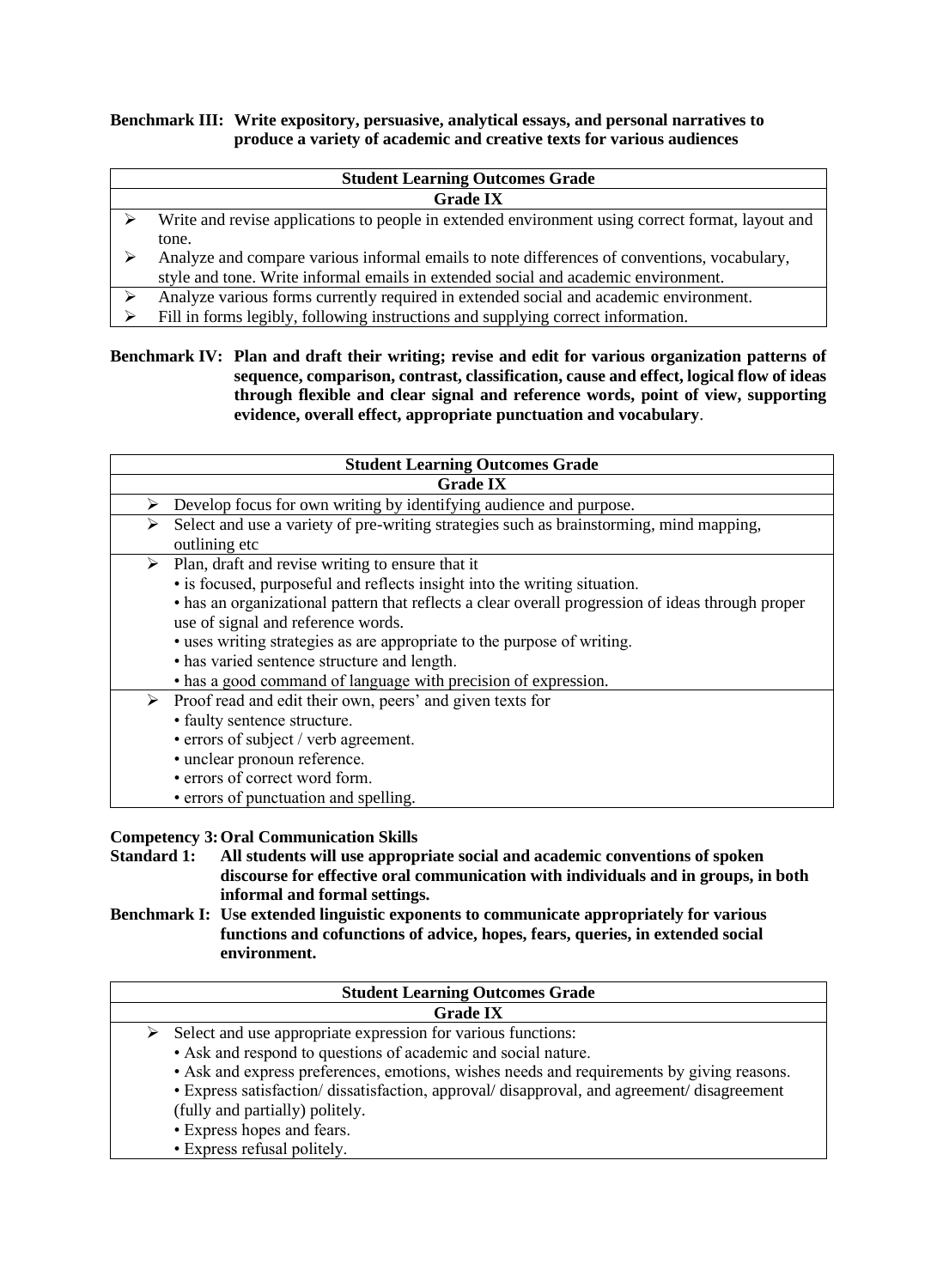**Benchmark III: Write expository, persuasive, analytical essays, and personal narratives to produce a variety of academic and creative texts for various audiences**

| Student Learning Outcomes Grade |
| --- |
| **Grade IX** |
| ➢ Write and revise applications to people in extended environment using correct format, layout and tone.<br>➢ Analyze and compare various informal emails to note differences of conventions, vocabulary, style and tone. Write informal emails in extended social and academic environment. |
| ➢ Analyze various forms currently required in extended social and academic environment.<br>➢ Fill in forms legibly, following instructions and supplying correct information. |

**Benchmark IV: Plan and draft their writing; revise and edit for various organization patterns of sequence, comparison, contrast, classification, cause and effect, logical flow of ideas through flexible and clear signal and reference words, point of view, supporting evidence, overall effect, appropriate punctuation and vocabulary**.

| Student Learning Outcomes Grade |
| --- |
| **Grade IX** |
| ➢ Develop focus for own writing by identifying audience and purpose. |
| ➢ Select and use a variety of pre-writing strategies such as brainstorming, mind mapping, outlining etc |
| ➢ Plan, draft and revise writing to ensure that it<br>• is focused, purposeful and reflects insight into the writing situation.<br>• has an organizational pattern that reflects a clear overall progression of ideas through proper use of signal and reference words.<br>• uses writing strategies as are appropriate to the purpose of writing.<br>• has varied sentence structure and length.<br>• has a good command of language with precision of expression. |
| ➢ Proof read and edit their own, peers' and given texts for<br>• faulty sentence structure.<br>• errors of subject / verb agreement.<br>• unclear pronoun reference.<br>• errors of correct word form.<br>• errors of punctuation and spelling. |

**Competency 3: Oral Communication Skills**

**Standard 1: All students will use appropriate social and academic conventions of spoken discourse for effective oral communication with individuals and in groups, in both informal and formal settings.**

**Benchmark I: Use extended linguistic exponents to communicate appropriately for various functions and cofunctions of advice, hopes, fears, queries, in extended social environment.**

| Student Learning Outcomes Grade |
| --- |
| **Grade IX** |
| ➢ Select and use appropriate expression for various functions:<br>• Ask and respond to questions of academic and social nature.<br>• Ask and express preferences, emotions, wishes needs and requirements by giving reasons.<br>• Express satisfaction/ dissatisfaction, approval/ disapproval, and agreement/ disagreement (fully and partially) politely.<br>• Express hopes and fears.<br>• Express refusal politely. |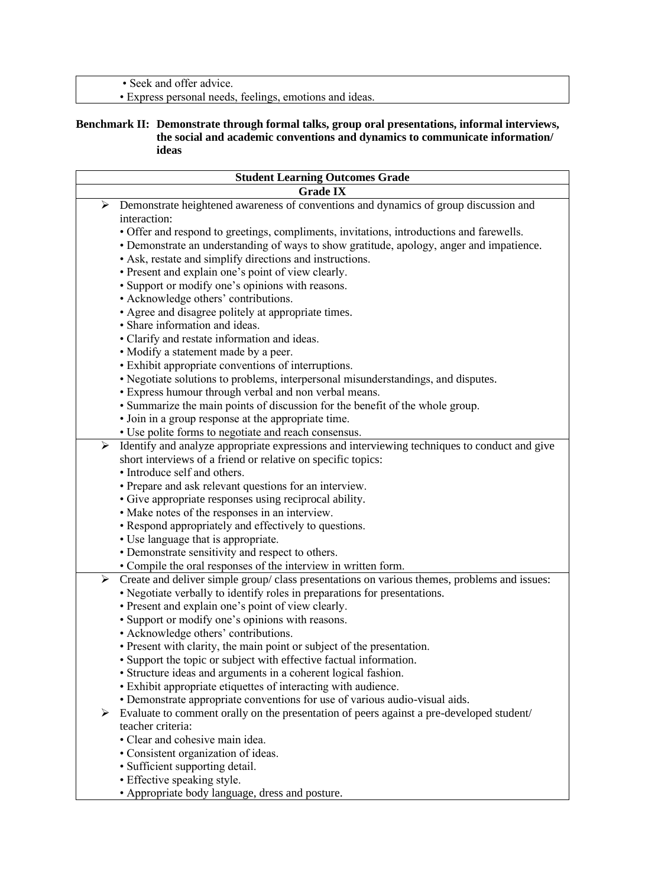| |
|---|
| • Seek and offer advice.<br>• Express personal needs, feelings, emotions and ideas. |

**Benchmark II: Demonstrate through formal talks, group oral presentations, informal interviews, the social and academic conventions and dynamics to communicate information/ ideas**

| Student Learning Outcomes Grade |
|---|
| **Grade IX** |
| ➢ Demonstrate heightened awareness of conventions and dynamics of group discussion and interaction:<br>• Offer and respond to greetings, compliments, invitations, introductions and farewells.<br>• Demonstrate an understanding of ways to show gratitude, apology, anger and impatience.<br>• Ask, restate and simplify directions and instructions.<br>• Present and explain one's point of view clearly.<br>• Support or modify one's opinions with reasons.<br>• Acknowledge others' contributions.<br>• Agree and disagree politely at appropriate times.<br>• Share information and ideas.<br>• Clarify and restate information and ideas.<br>• Modify a statement made by a peer.<br>• Exhibit appropriate conventions of interruptions.<br>• Negotiate solutions to problems, interpersonal misunderstandings, and disputes.<br>• Express humour through verbal and non verbal means.<br>• Summarize the main points of discussion for the benefit of the whole group.<br>• Join in a group response at the appropriate time.<br>• Use polite forms to negotiate and reach consensus. |
| ➢ Identify and analyze appropriate expressions and interviewing techniques to conduct and give short interviews of a friend or relative on specific topics:<br>• Introduce self and others.<br>• Prepare and ask relevant questions for an interview.<br>• Give appropriate responses using reciprocal ability.<br>• Make notes of the responses in an interview.<br>• Respond appropriately and effectively to questions.<br>• Use language that is appropriate.<br>• Demonstrate sensitivity and respect to others.<br>• Compile the oral responses of the interview in written form. |
| ➢ Create and deliver simple group/ class presentations on various themes, problems and issues:<br>• Negotiate verbally to identify roles in preparations for presentations.<br>• Present and explain one's point of view clearly.<br>• Support or modify one's opinions with reasons.<br>• Acknowledge others' contributions.<br>• Present with clarity, the main point or subject of the presentation.<br>• Support the topic or subject with effective factual information.<br>• Structure ideas and arguments in a coherent logical fashion.<br>• Exhibit appropriate etiquettes of interacting with audience.<br>• Demonstrate appropriate conventions for use of various audio-visual aids.<br>➢ Evaluate to comment orally on the presentation of peers against a pre-developed student/ teacher criteria:<br>• Clear and cohesive main idea.<br>• Consistent organization of ideas.<br>• Sufficient supporting detail.<br>• Effective speaking style.<br>• Appropriate body language, dress and posture. |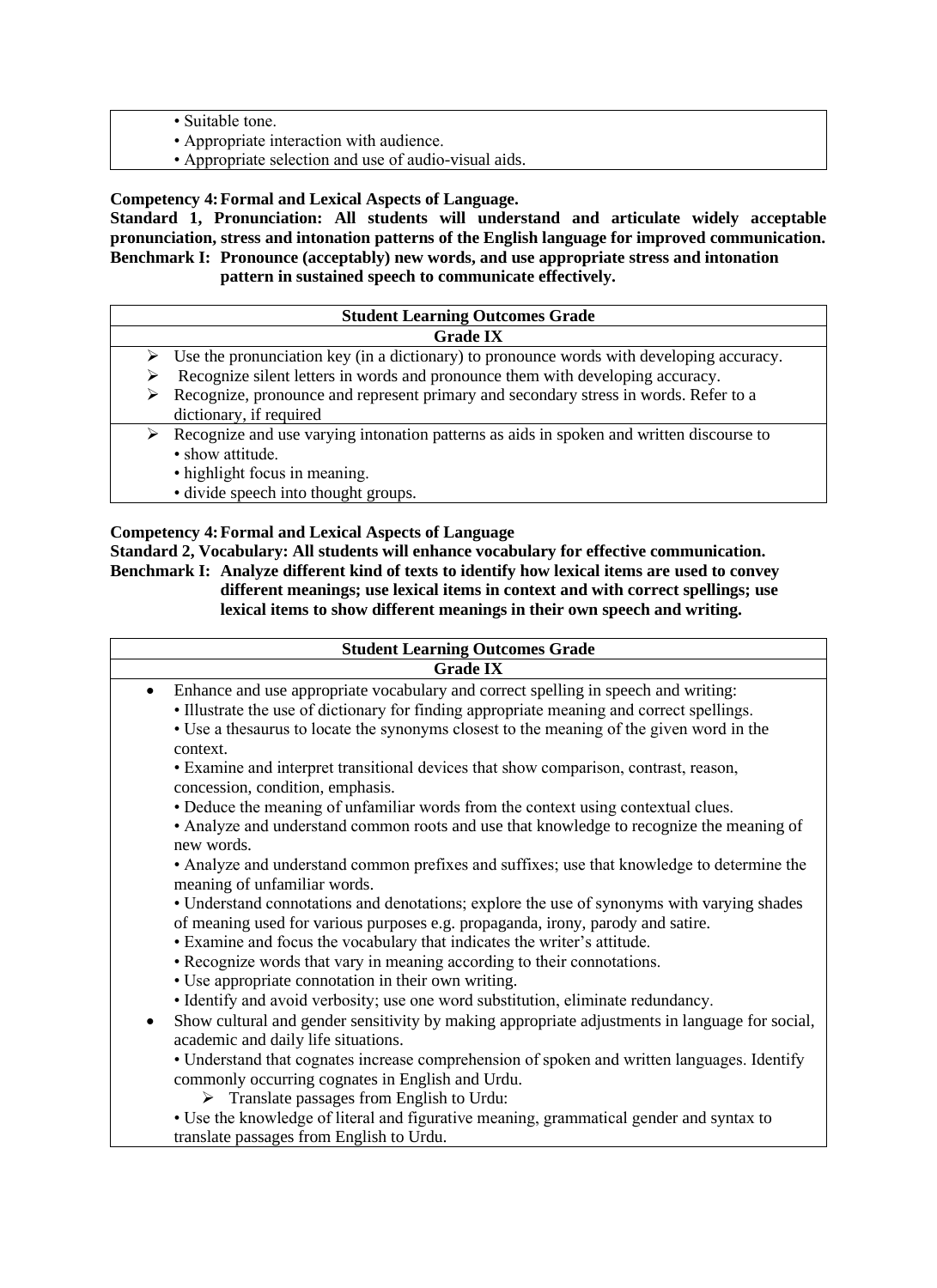| |
|---|
| • Suitable tone.<br>• Appropriate interaction with audience.<br>• Appropriate selection and use of audio-visual aids. |

**Competency 4: Formal and Lexical Aspects of Language.**

**Standard 1, Pronunciation: All students will understand and articulate widely acceptable pronunciation, stress and intonation patterns of the English language for improved communication.**

**Benchmark I: Pronounce (acceptably) new words, and use appropriate stress and intonation pattern in sustained speech to communicate effectively.**

| **Student Learning Outcomes Grade** |
|---|
| **Grade IX** |
| ➢ Use the pronunciation key (in a dictionary) to pronounce words with developing accuracy.<br>➢ Recognize silent letters in words and pronounce them with developing accuracy.<br>➢ Recognize, pronounce and represent primary and secondary stress in words. Refer to a dictionary, if required |
| ➢ Recognize and use varying intonation patterns as aids in spoken and written discourse to<br>• show attitude.<br>• highlight focus in meaning.<br>• divide speech into thought groups. |

**Competency 4: Formal and Lexical Aspects of Language**

**Standard 2, Vocabulary: All students will enhance vocabulary for effective communication.**

**Benchmark I: Analyze different kind of texts to identify how lexical items are used to convey different meanings; use lexical items in context and with correct spellings; use lexical items to show different meanings in their own speech and writing.**

| **Student Learning Outcomes Grade** |
|---|
| **Grade IX** |
| • Enhance and use appropriate vocabulary and correct spelling in speech and writing:<br>• Illustrate the use of dictionary for finding appropriate meaning and correct spellings.<br>• Use a thesaurus to locate the synonyms closest to the meaning of the given word in the context.<br>• Examine and interpret transitional devices that show comparison, contrast, reason, concession, condition, emphasis.<br>• Deduce the meaning of unfamiliar words from the context using contextual clues.<br>• Analyze and understand common roots and use that knowledge to recognize the meaning of new words.<br>• Analyze and understand common prefixes and suffixes; use that knowledge to determine the meaning of unfamiliar words.<br>• Understand connotations and denotations; explore the use of synonyms with varying shades of meaning used for various purposes e.g. propaganda, irony, parody and satire.<br>• Examine and focus the vocabulary that indicates the writer's attitude.<br>• Recognize words that vary in meaning according to their connotations.<br>• Use appropriate connotation in their own writing.<br>• Identify and avoid verbosity; use one word substitution, eliminate redundancy.<br>• Show cultural and gender sensitivity by making appropriate adjustments in language for social, academic and daily life situations.<br>• Understand that cognates increase comprehension of spoken and written languages. Identify commonly occurring cognates in English and Urdu.<br>➢ Translate passages from English to Urdu:<br>• Use the knowledge of literal and figurative meaning, grammatical gender and syntax to translate passages from English to Urdu. |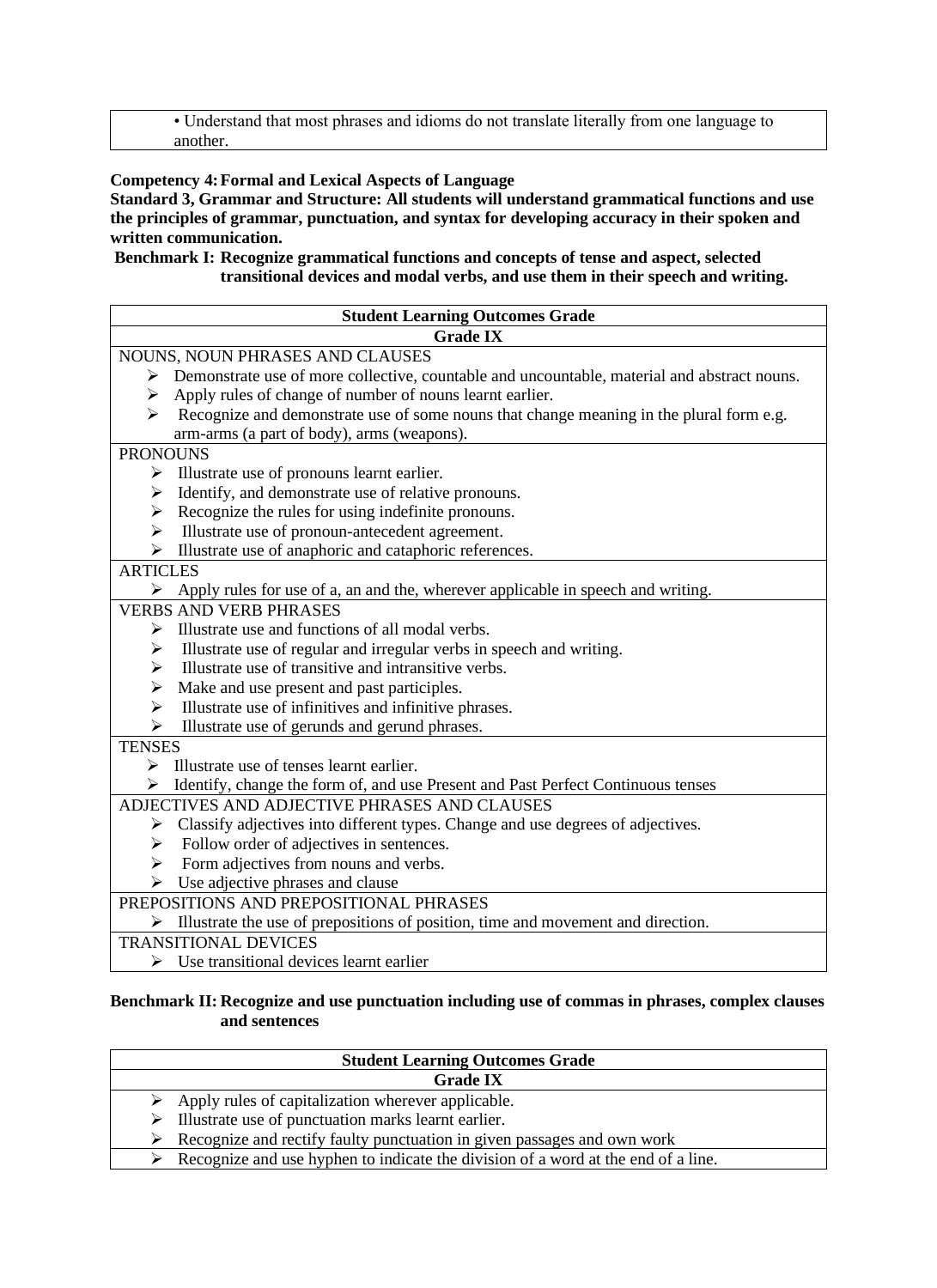• Understand that most phrases and idioms do not translate literally from one language to another.

**Competency 4: Formal and Lexical Aspects of Language**
**Standard 3, Grammar and Structure: All students will understand grammatical functions and use the principles of grammar, punctuation, and syntax for developing accuracy in their spoken and written communication.**
**Benchmark I: Recognize grammatical functions and concepts of tense and aspect, selected transitional devices and modal verbs, and use them in their speech and writing.**

| Student Learning Outcomes Grade |
|---|
| **Grade IX** |
| NOUNS, NOUN PHRASES AND CLAUSES<br>➢ Demonstrate use of more collective, countable and uncountable, material and abstract nouns.<br>➢ Apply rules of change of number of nouns learnt earlier.<br>➢ Recognize and demonstrate use of some nouns that change meaning in the plural form e.g. arm-arms (a part of body), arms (weapons). |
| PRONOUNS<br>➢ Illustrate use of pronouns learnt earlier.<br>➢ Identify, and demonstrate use of relative pronouns.<br>➢ Recognize the rules for using indefinite pronouns.<br>➢ Illustrate use of pronoun-antecedent agreement.<br>➢ Illustrate use of anaphoric and cataphoric references. |
| ARTICLES<br>➢ Apply rules for use of a, an and the, wherever applicable in speech and writing. |
| VERBS AND VERB PHRASES<br>➢ Illustrate use and functions of all modal verbs.<br>➢ Illustrate use of regular and irregular verbs in speech and writing.<br>➢ Illustrate use of transitive and intransitive verbs.<br>➢ Make and use present and past participles.<br>➢ Illustrate use of infinitives and infinitive phrases.<br>➢ Illustrate use of gerunds and gerund phrases. |
| TENSES<br>➢ Illustrate use of tenses learnt earlier.<br>➢ Identify, change the form of, and use Present and Past Perfect Continuous tenses |
| ADJECTIVES AND ADJECTIVE PHRASES AND CLAUSES<br>➢ Classify adjectives into different types. Change and use degrees of adjectives.<br>➢ Follow order of adjectives in sentences.<br>➢ Form adjectives from nouns and verbs.<br>➢ Use adjective phrases and clause |
| PREPOSITIONS AND PREPOSITIONAL PHRASES<br>➢ Illustrate the use of prepositions of position, time and movement and direction. |
| TRANSITIONAL DEVICES<br>➢ Use transitional devices learnt earlier |

**Benchmark II: Recognize and use punctuation including use of commas in phrases, complex clauses and sentences**

| Student Learning Outcomes Grade |
|---|
| **Grade IX** |
| ➢ Apply rules of capitalization wherever applicable.<br>➢ Illustrate use of punctuation marks learnt earlier.<br>➢ Recognize and rectify faulty punctuation in given passages and own work |
| ➢ Recognize and use hyphen to indicate the division of a word at the end of a line. |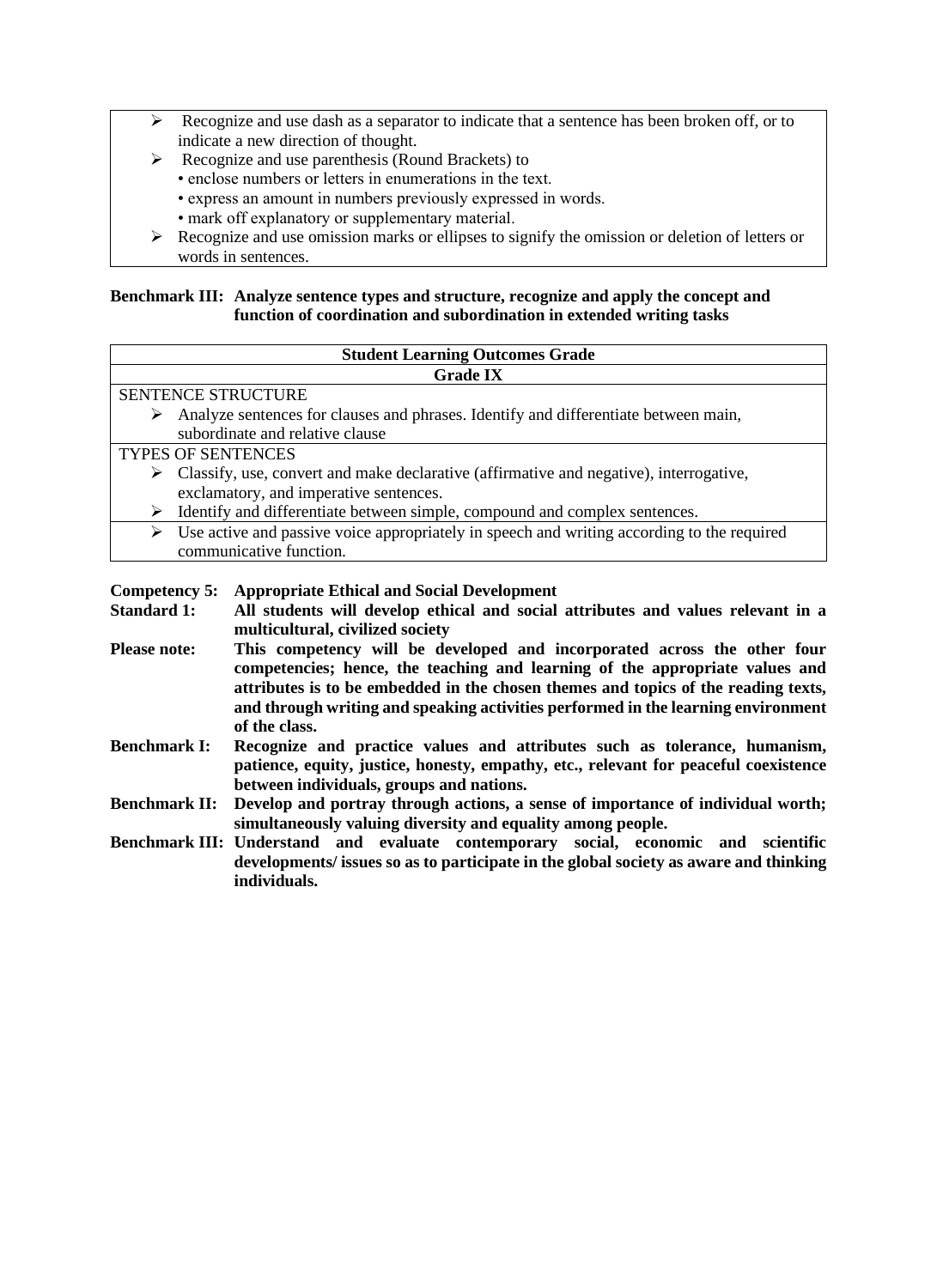- Recognize and use dash as a separator to indicate that a sentence has been broken off, or to indicate a new direction of thought.
- Recognize and use parenthesis (Round Brackets) to
  - enclose numbers or letters in enumerations in the text.
  - express an amount in numbers previously expressed in words.
  - mark off explanatory or supplementary material.
- Recognize and use omission marks or ellipses to signify the omission or deletion of letters or words in sentences.

**Benchmark III: Analyze sentence types and structure, recognize and apply the concept and function of coordination and subordination in extended writing tasks**

| **Student Learning Outcomes Grade** |
|---|
| **Grade IX** |
| SENTENCE STRUCTURE<br>➢ Analyze sentences for clauses and phrases. Identify and differentiate between main, subordinate and relative clause |
| TYPES OF SENTENCES<br>➢ Classify, use, convert and make declarative (affirmative and negative), interrogative, exclamatory, and imperative sentences.<br>➢ Identify and differentiate between simple, compound and complex sentences. |
| ➢ Use active and passive voice appropriately in speech and writing according to the required communicative function. |

**Competency 5: Appropriate Ethical and Social Development**

**Standard 1: All students will develop ethical and social attributes and values relevant in a multicultural, civilized society**

**Please note: This competency will be developed and incorporated across the other four competencies; hence, the teaching and learning of the appropriate values and attributes is to be embedded in the chosen themes and topics of the reading texts, and through writing and speaking activities performed in the learning environment of the class.**

**Benchmark I: Recognize and practice values and attributes such as tolerance, humanism, patience, equity, justice, honesty, empathy, etc., relevant for peaceful coexistence between individuals, groups and nations.**

**Benchmark II: Develop and portray through actions, a sense of importance of individual worth; simultaneously valuing diversity and equality among people.**

**Benchmark III: Understand and evaluate contemporary social, economic and scientific developments/ issues so as to participate in the global society as aware and thinking individuals.**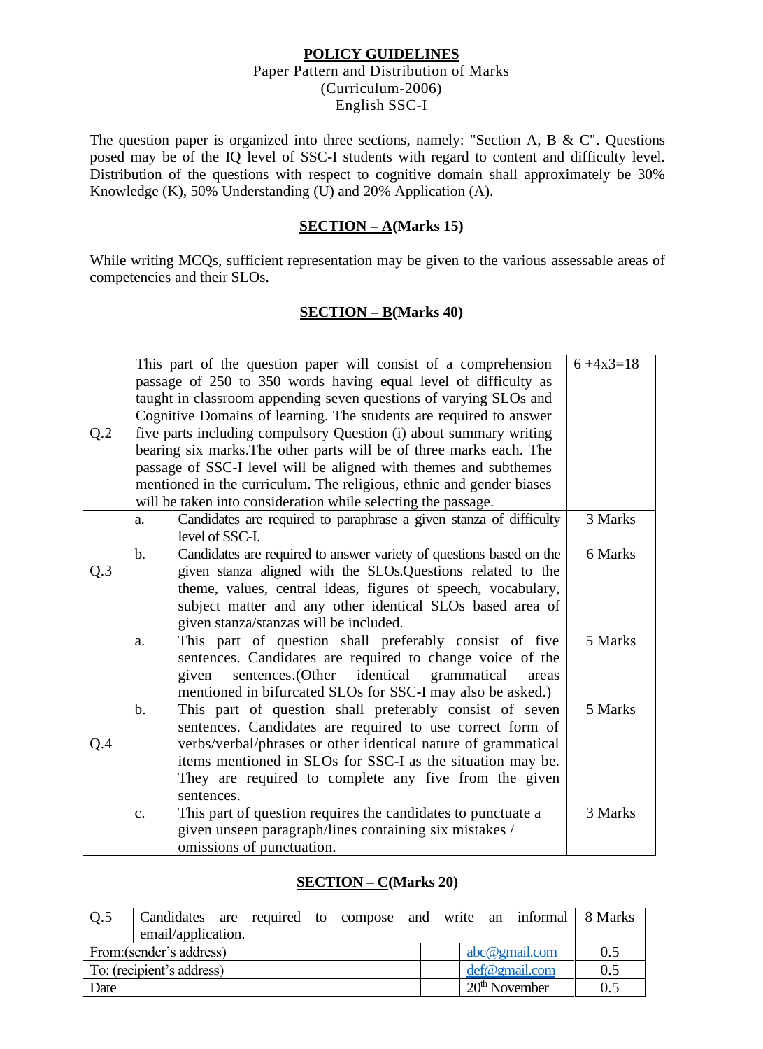**POLICY GUIDELINES**

Paper Pattern and Distribution of Marks

(Curriculum-2006)

English SSC-I

The question paper is organized into three sections, namely: "Section A, B & C". Questions posed may be of the IQ level of SSC-I students with regard to content and difficulty level. Distribution of the questions with respect to cognitive domain shall approximately be 30% Knowledge (K), 50% Understanding (U) and 20% Application (A).

**SECTION – A(Marks 15)**

While writing MCQs, sufficient representation may be given to the various assessable areas of competencies and their SLOs.

**SECTION – B(Marks 40)**

| | | |
|---|---|---|
| Q.2 | This part of the question paper will consist of a comprehension passage of 250 to 350 words having equal level of difficulty as taught in classroom appending seven questions of varying SLOs and Cognitive Domains of learning. The students are required to answer five parts including compulsory Question (i) about summary writing bearing six marks.The other parts will be of three marks each. The passage of SSC-I level will be aligned with themes and subthemes mentioned in the curriculum. The religious, ethnic and gender biases will be taken into consideration while selecting the passage. | 6 +4x3=18 |
| Q.3 | a. Candidates are required to paraphrase a given stanza of difficulty level of SSC-I. | 3 Marks |
| | b. Candidates are required to answer variety of questions based on the given stanza aligned with the SLOs.Questions related to the theme, values, central ideas, figures of speech, vocabulary, subject matter and any other identical SLOs based area of given stanza/stanzas will be included. | 6 Marks |
| Q.4 | a. This part of question shall preferably consist of five sentences. Candidates are required to change voice of the given sentences.(Other identical grammatical areas mentioned in bifurcated SLOs for SSC-I may also be asked.) | 5 Marks |
| | b. This part of question shall preferably consist of seven sentences. Candidates are required to use correct form of verbs/verbal/phrases or other identical nature of grammatical items mentioned in SLOs for SSC-I as the situation may be. They are required to complete any five from the given sentences. | 5 Marks |
| | c. This part of question requires the candidates to punctuate a given unseen paragraph/lines containing six mistakes / omissions of punctuation. | 3 Marks |

**SECTION – C(Marks 20)**

| | | | | |
|---|---|---|---|---|
| Q.5 | Candidates are required to compose and write an informal email/application. | | | 8 Marks |
| From:(sender's address) | | | abc@gmail.com | 0.5 |
| To: (recipient's address) | | | def@gmail.com | 0.5 |
| Date | | | 20th November | 0.5 |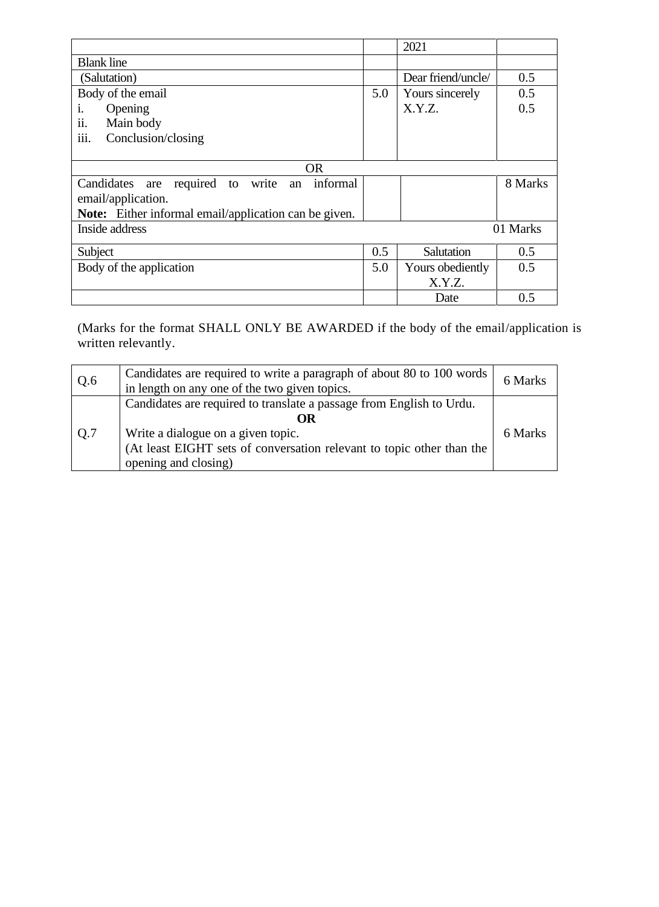| | | | |
|---|---|---|---|
| | | 2021 | |
| Blank line | | | |
| (Salutation) | | Dear friend/uncle/ | 0.5 |
| Body of the email<br>i. Opening<br>ii. Main body<br>iii. Conclusion/closing | 5.0 | Yours sincerely<br>X.Y.Z. | 0.5<br>0.5 |
| OR | | | |
| Candidates are required to write an informal email/application.<br>**Note:** Either informal email/application can be given. | | | 8 Marks |
| Inside address | | | 01 Marks |
| Subject | 0.5 | Salutation | 0.5 |
| Body of the application | 5.0 | Yours obediently<br>X.Y.Z. | 0.5 |
| | | Date | 0.5 |

(Marks for the format SHALL ONLY BE AWARDED if the body of the email/application is written relevantly.

| | | |
|---|---|---|
| Q.6 | Candidates are required to write a paragraph of about 80 to 100 words in length on any one of the two given topics. | 6 Marks |
| Q.7 | Candidates are required to translate a passage from English to Urdu.<br>**OR**<br>Write a dialogue on a given topic.<br>(At least EIGHT sets of conversation relevant to topic other than the opening and closing) | 6 Marks |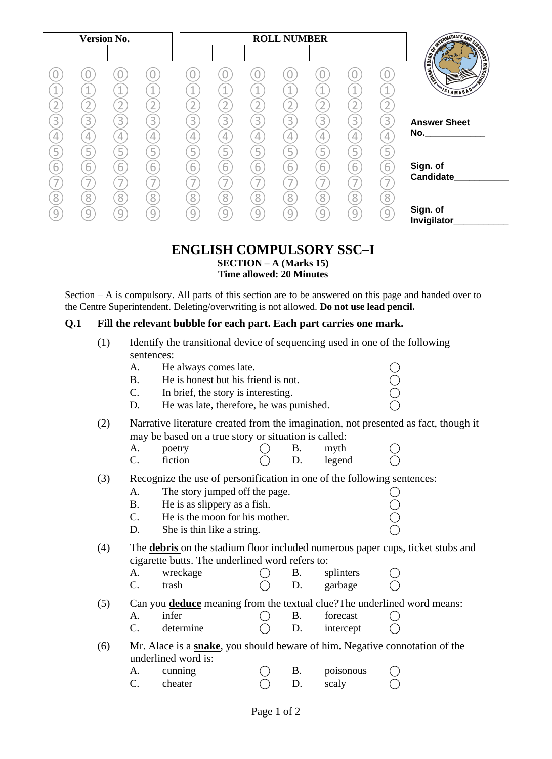| Version No. | | | | ROLL NUMBER | | | | | | |
|---|---|---|---|---|---|---|---|---|---|---|
| | | | | | | | | | | |
| 0 | 0 | 0 | 0 | 0 | 0 | 0 | 0 | 0 | 0 | 0 |
| 1 | 1 | 1 | 1 | 1 | 1 | 1 | 1 | 1 | 1 | 1 |
| 2 | 2 | 2 | 2 | 2 | 2 | 2 | 2 | 2 | 2 | 2 |
| 3 | 3 | 3 | 3 | 3 | 3 | 3 | 3 | 3 | 3 | 3 |
| 4 | 4 | 4 | 4 | 4 | 4 | 4 | 4 | 4 | 4 | 4 |
| 5 | 5 | 5 | 5 | 5 | 5 | 5 | 5 | 5 | 5 | 5 |
| 6 | 6 | 6 | 6 | 6 | 6 | 6 | 6 | 6 | 6 | 6 |
| 7 | 7 | 7 | 7 | 7 | 7 | 7 | 7 | 7 | 7 | 7 |
| 8 | 8 | 8 | 8 | 8 | 8 | 8 | 8 | 8 | 8 | 8 |
| 9 | 9 | 9 | 9 | 9 | 9 | 9 | 9 | 9 | 9 | 9 |

**Answer Sheet No.**____________

**Sign. of Candidate**___________

**Sign. of Invigilator**___________

# ENGLISH COMPULSORY SSC–I

**SECTION – A (Marks 15)**
**Time allowed: 20 Minutes**

Section – A is compulsory. All parts of this section are to be answered on this page and handed over to the Centre Superintendent. Deleting/overwriting is not allowed. **Do not use lead pencil.**

**Q.1 Fill the relevant bubble for each part. Each part carries one mark.**

(1) Identify the transitional device of sequencing used in one of the following sentences:

- A. He always comes late. ◯
- B. He is honest but his friend is not. ◯
- C. In brief, the story is interesting. ◯
- D. He was late, therefore, he was punished. ◯

(2) Narrative literature created from the imagination, not presented as fact, though it may be based on a true story or situation is called:

- A. poetry ◯ B. myth ◯
- C. fiction ◯ D. legend ◯

(3) Recognize the use of personification in one of the following sentences:

- A. The story jumped off the page. ◯
- B. He is as slippery as a fish. ◯
- C. He is the moon for his mother. ◯
- D. She is thin like a string. ◯

(4) The **debris** on the stadium floor included numerous paper cups, ticket stubs and cigarette butts. The underlined word refers to:

- A. wreckage ◯ B. splinters ◯
- C. trash ◯ D. garbage ◯

(5) Can you **deduce** meaning from the textual clue?The underlined word means:

- A. infer ◯ B. forecast ◯
- C. determine ◯ D. intercept ◯

(6) Mr. Alace is a **snake**, you should beware of him. Negative connotation of the underlined word is:

- A. cunning ◯ B. poisonous ◯
- C. cheater ◯ D. scaly ◯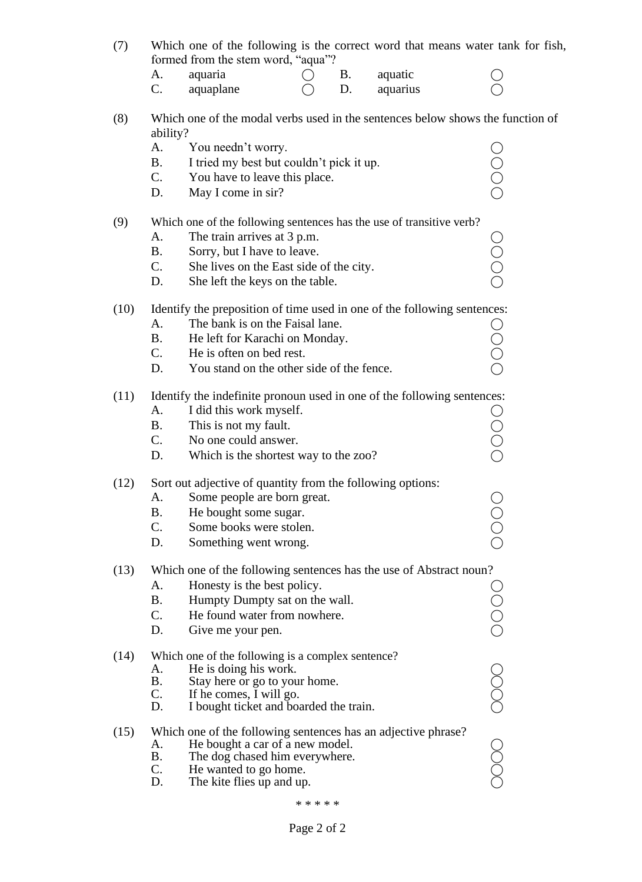(7) Which one of the following is the correct word that means water tank for fish, formed from the stem word, "aqua"?

A. aquaria ◯ B. aquatic ◯
C. aquaplane ◯ D. aquarius ◯

(8) Which one of the modal verbs used in the sentences below shows the function of ability?

A. You needn't worry. ◯
B. I tried my best but couldn't pick it up. ◯
C. You have to leave this place. ◯
D. May I come in sir? ◯

(9) Which one of the following sentences has the use of transitive verb?

A. The train arrives at 3 p.m. ◯
B. Sorry, but I have to leave. ◯
C. She lives on the East side of the city. ◯
D. She left the keys on the table. ◯

(10) Identify the preposition of time used in one of the following sentences:

A. The bank is on the Faisal lane. ◯
B. He left for Karachi on Monday. ◯
C. He is often on bed rest. ◯
D. You stand on the other side of the fence. ◯

(11) Identify the indefinite pronoun used in one of the following sentences:

A. I did this work myself. ◯
B. This is not my fault. ◯
C. No one could answer. ◯
D. Which is the shortest way to the zoo? ◯

(12) Sort out adjective of quantity from the following options:

A. Some people are born great. ◯
B. He bought some sugar. ◯
C. Some books were stolen. ◯
D. Something went wrong. ◯

(13) Which one of the following sentences has the use of Abstract noun?

A. Honesty is the best policy. ◯
B. Humpty Dumpty sat on the wall. ◯
C. He found water from nowhere. ◯
D. Give me your pen. ◯

(14) Which one of the following is a complex sentence?

A. He is doing his work. ◯
B. Stay here or go to your home. ◯
C. If he comes, I will go. ◯
D. I bought ticket and boarded the train. ◯

(15) Which one of the following sentences has an adjective phrase?

A. He bought a car of a new model. ◯
B. The dog chased him everywhere. ◯
C. He wanted to go home. ◯
D. The kite flies up and up. ◯

* * * * *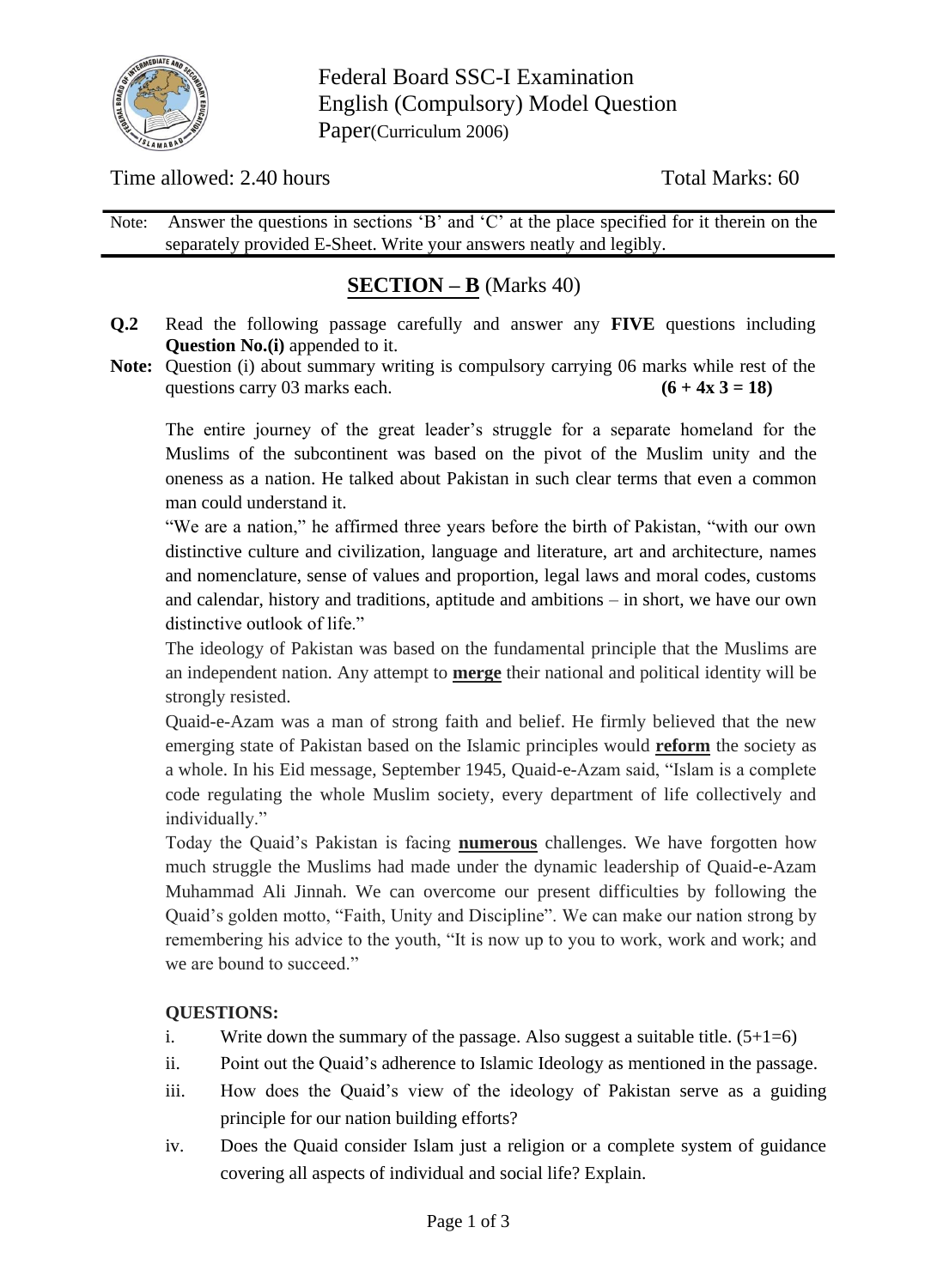Federal Board SSC-I Examination
English (Compulsory) Model Question Paper(Curriculum 2006)

Time allowed: 2.40 hours Total Marks: 60

Note: Answer the questions in sections 'B' and 'C' at the place specified for it therein on the separately provided E-Sheet. Write your answers neatly and legibly.

## <u>**SECTION – B**</u> (Marks 40)

**Q.2** Read the following passage carefully and answer any **FIVE** questions including **Question No.(i)** appended to it.

**Note:** Question (i) about summary writing is compulsory carrying 06 marks while rest of the questions carry 03 marks each. **(6 + 4x 3 = 18)**

The entire journey of the great leader's struggle for a separate homeland for the Muslims of the subcontinent was based on the pivot of the Muslim unity and the oneness as a nation. He talked about Pakistan in such clear terms that even a common man could understand it.

"We are a nation," he affirmed three years before the birth of Pakistan, "with our own distinctive culture and civilization, language and literature, art and architecture, names and nomenclature, sense of values and proportion, legal laws and moral codes, customs and calendar, history and traditions, aptitude and ambitions – in short, we have our own distinctive outlook of life."

The ideology of Pakistan was based on the fundamental principle that the Muslims are an independent nation. Any attempt to <u>**merge**</u> their national and political identity will be strongly resisted.

Quaid-e-Azam was a man of strong faith and belief. He firmly believed that the new emerging state of Pakistan based on the Islamic principles would <u>**reform**</u> the society as a whole. In his Eid message, September 1945, Quaid-e-Azam said, "Islam is a complete code regulating the whole Muslim society, every department of life collectively and individually."

Today the Quaid's Pakistan is facing <u>**numerous**</u> challenges. We have forgotten how much struggle the Muslims had made under the dynamic leadership of Quaid-e-Azam Muhammad Ali Jinnah. We can overcome our present difficulties by following the Quaid's golden motto, "Faith, Unity and Discipline". We can make our nation strong by remembering his advice to the youth, "It is now up to you to work, work and work; and we are bound to succeed."

**QUESTIONS:**

i. Write down the summary of the passage. Also suggest a suitable title. (5+1=6)

ii. Point out the Quaid's adherence to Islamic Ideology as mentioned in the passage.

iii. How does the Quaid's view of the ideology of Pakistan serve as a guiding principle for our nation building efforts?

iv. Does the Quaid consider Islam just a religion or a complete system of guidance covering all aspects of individual and social life? Explain.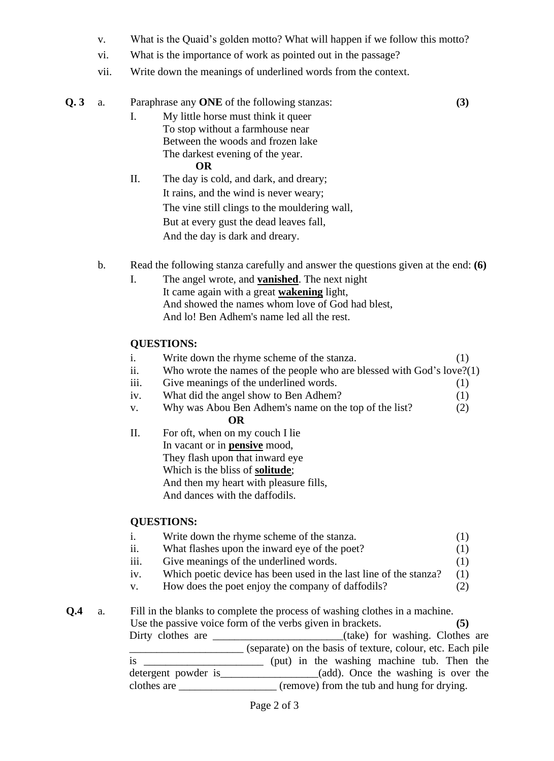v. What is the Quaid's golden motto? What will happen if we follow this motto?

vi. What is the importance of work as pointed out in the passage?

vii. Write down the meanings of underlined words from the context.

**Q. 3** a. Paraphrase any **ONE** of the following stanzas: **(3)**

I. My little horse must think it queer
To stop without a farmhouse near
Between the woods and frozen lake
The darkest evening of the year.

**OR**

II. The day is cold, and dark, and dreary;
It rains, and the wind is never weary;
The vine still clings to the mouldering wall,
But at every gust the dead leaves fall,
And the day is dark and dreary.

b. Read the following stanza carefully and answer the questions given at the end: **(6)**

I. The angel wrote, and **<u>vanished</u>**. The next night
It came again with a great **<u>wakening</u>** light,
And showed the names whom love of God had blest,
And lo! Ben Adhem's name led all the rest.

**QUESTIONS:**

i. Write down the rhyme scheme of the stanza. (1)

ii. Who wrote the names of the people who are blessed with God's love? (1)

iii. Give meanings of the underlined words. (1)

iv. What did the angel show to Ben Adhem? (1)

v. Why was Abou Ben Adhem's name on the top of the list? (2)

**OR**

II. For oft, when on my couch I lie
In vacant or in **<u>pensive</u>** mood,
They flash upon that inward eye
Which is the bliss of **<u>solitude</u>**;
And then my heart with pleasure fills,
And dances with the daffodils.

**QUESTIONS:**

i. Write down the rhyme scheme of the stanza. (1)

ii. What flashes upon the inward eye of the poet? (1)

iii. Give meanings of the underlined words. (1)

iv. Which poetic device has been used in the last line of the stanza? (1)

v. How does the poet enjoy the company of daffodils? (2)

**Q.4** a. Fill in the blanks to complete the process of washing clothes in a machine. Use the passive voice form of the verbs given in brackets. **(5)**

Dirty clothes are ________________________(take) for washing. Clothes are _____________________ (separate) on the basis of texture, colour, etc. Each pile is ______________________ (put) in the washing machine tub. Then the detergent powder is__________________(add). Once the washing is over the clothes are __________________ (remove) from the tub and hung for drying.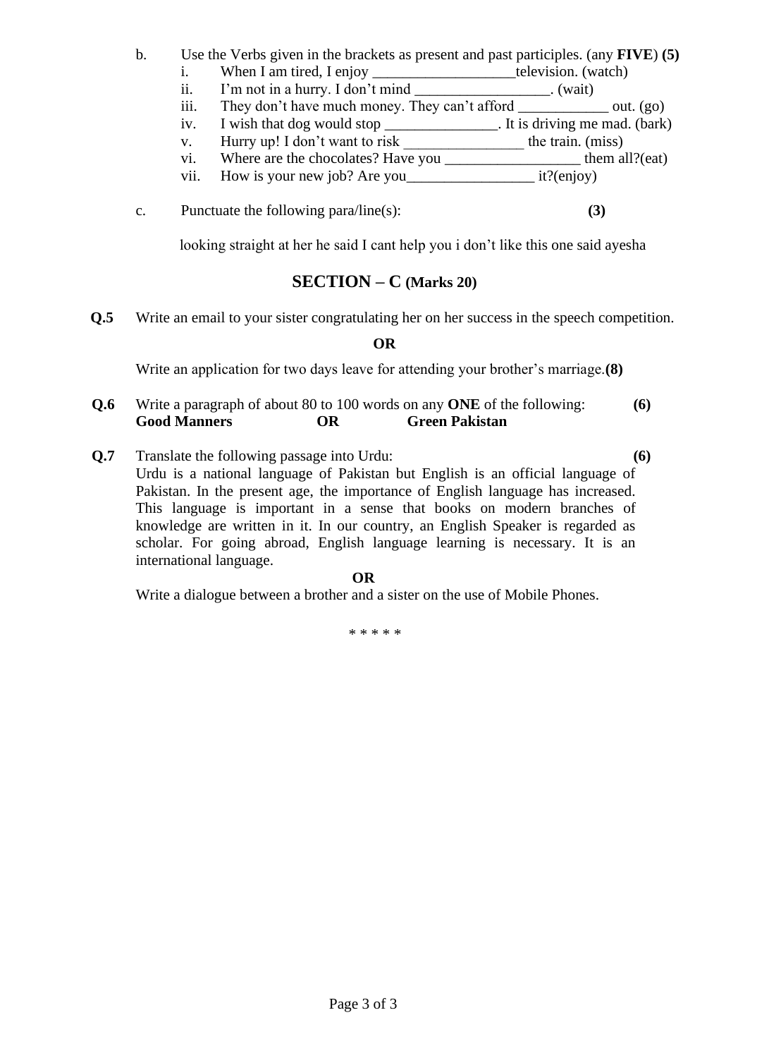b. Use the Verbs given in the brackets as present and past participles. (any **FIVE**) **(5)**

i. When I am tired, I enjoy ___________________television. (watch)

ii. I'm not in a hurry. I don't mind __________________. (wait)

iii. They don't have much money. They can't afford ____________ out. (go)

iv. I wish that dog would stop _______________. It is driving me mad. (bark)

v. Hurry up! I don't want to risk ________________ the train. (miss)

vi. Where are the chocolates? Have you __________________ them all?(eat)

vii. How is your new job? Are you_________________ it?(enjoy)

c. Punctuate the following para/line(s): **(3)**

looking straight at her he said I cant help you i don't like this one said ayesha

## SECTION – C (Marks 20)

**Q.5** Write an email to your sister congratulating her on her success in the speech competition.

**OR**

Write an application for two days leave for attending your brother's marriage.**(8)**

**Q.6** Write a paragraph of about 80 to 100 words on any **ONE** of the following: **(6)**

**Good Manners** **OR** **Green Pakistan**

**Q.7** Translate the following passage into Urdu: **(6)**

Urdu is a national language of Pakistan but English is an official language of Pakistan. In the present age, the importance of English language has increased. This language is important in a sense that books on modern branches of knowledge are written in it. In our country, an English Speaker is regarded as scholar. For going abroad, English language learning is necessary. It is an international language.

**OR**

Write a dialogue between a brother and a sister on the use of Mobile Phones.

* * * * *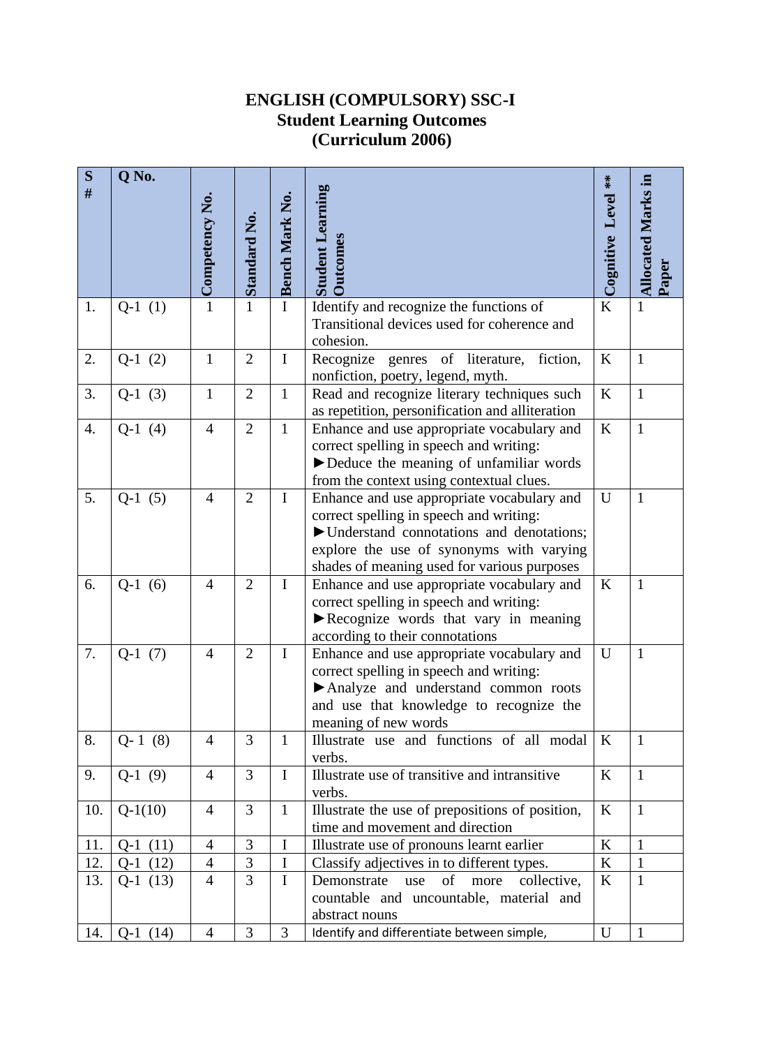# ENGLISH (COMPULSORY) SSC-I
## Student Learning Outcomes
## (Curriculum 2006)

| S # | Q No. | Competency No. | Standard No. | Bench Mark No. | Student Learning Outcomes | Cognitive Level ** | Allocated Marks in Paper |
|---|---|---|---|---|---|---|---|
| 1. | Q-1 (1) | 1 | 1 | I | Identify and recognize the functions of Transitional devices used for coherence and cohesion. | K | 1 |
| 2. | Q-1 (2) | 1 | 2 | I | Recognize genres of literature, fiction, nonfiction, poetry, legend, myth. | K | 1 |
| 3. | Q-1 (3) | 1 | 2 | 1 | Read and recognize literary techniques such as repetition, personification and alliteration | K | 1 |
| 4. | Q-1 (4) | 4 | 2 | 1 | Enhance and use appropriate vocabulary and correct spelling in speech and writing: ►Deduce the meaning of unfamiliar words from the context using contextual clues. | K | 1 |
| 5. | Q-1 (5) | 4 | 2 | I | Enhance and use appropriate vocabulary and correct spelling in speech and writing: ►Understand connotations and denotations; explore the use of synonyms with varying shades of meaning used for various purposes | U | 1 |
| 6. | Q-1 (6) | 4 | 2 | I | Enhance and use appropriate vocabulary and correct spelling in speech and writing: ►Recognize words that vary in meaning according to their connotations | K | 1 |
| 7. | Q-1 (7) | 4 | 2 | I | Enhance and use appropriate vocabulary and correct spelling in speech and writing: ►Analyze and understand common roots and use that knowledge to recognize the meaning of new words | U | 1 |
| 8. | Q- 1 (8) | 4 | 3 | 1 | Illustrate use and functions of all modal verbs. | K | 1 |
| 9. | Q-1 (9) | 4 | 3 | I | Illustrate use of transitive and intransitive verbs. | K | 1 |
| 10. | Q-1(10) | 4 | 3 | 1 | Illustrate the use of prepositions of position, time and movement and direction | K | 1 |
| 11. | Q-1 (11) | 4 | 3 | I | Illustrate use of pronouns learnt earlier | K | 1 |
| 12. | Q-1 (12) | 4 | 3 | I | Classify adjectives in to different types. | K | 1 |
| 13. | Q-1 (13) | 4 | 3 | I | Demonstrate use of more collective, countable and uncountable, material and abstract nouns | K | 1 |
| 14. | Q-1 (14) | 4 | 3 | 3 | Identify and differentiate between simple, | U | 1 |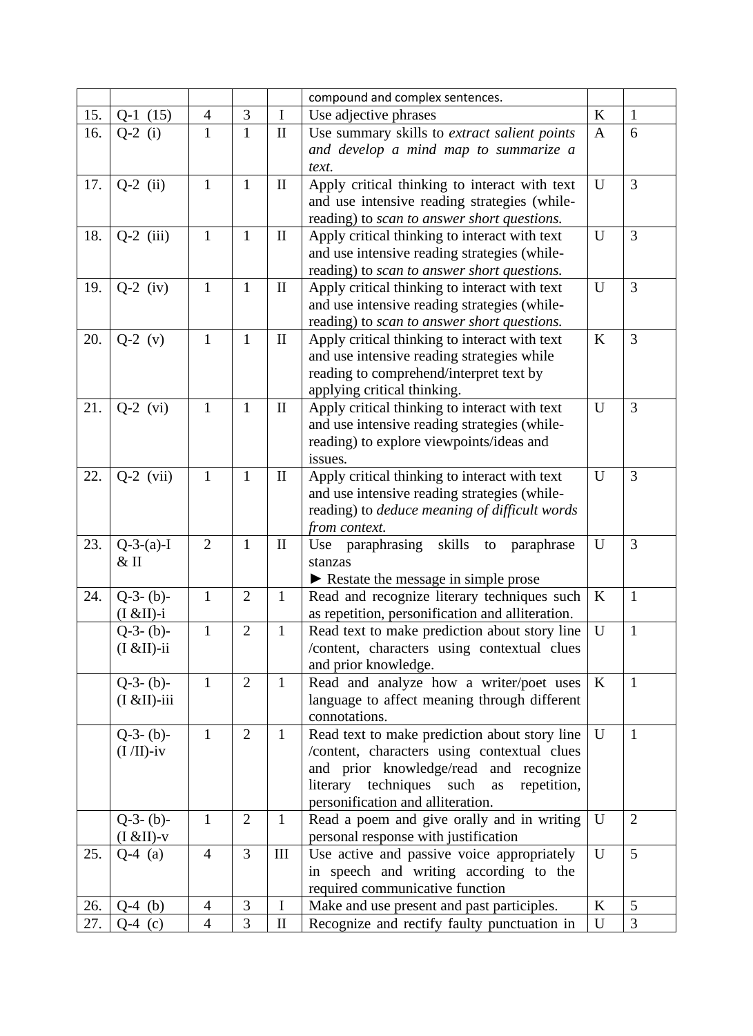| | | | | | compound and complex sentences. | | |
|---|---|---|---|---|---|---|---|
| 15. | Q-1 (15) | 4 | 3 | I | Use adjective phrases | K | 1 |
| 16. | Q-2 (i) | 1 | 1 | II | Use summary skills to *extract salient points and develop a mind map to summarize a text.* | A | 6 |
| 17. | Q-2 (ii) | 1 | 1 | II | Apply critical thinking to interact with text and use intensive reading strategies (while-reading) to *scan to answer short questions.* | U | 3 |
| 18. | Q-2 (iii) | 1 | 1 | II | Apply critical thinking to interact with text and use intensive reading strategies (while-reading) to *scan to answer short questions.* | U | 3 |
| 19. | Q-2 (iv) | 1 | 1 | II | Apply critical thinking to interact with text and use intensive reading strategies (while-reading) to *scan to answer short questions.* | U | 3 |
| 20. | Q-2 (v) | 1 | 1 | II | Apply critical thinking to interact with text and use intensive reading strategies while reading to comprehend/interpret text by applying critical thinking. | K | 3 |
| 21. | Q-2 (vi) | 1 | 1 | II | Apply critical thinking to interact with text and use intensive reading strategies (while-reading) to explore viewpoints/ideas and issues. | U | 3 |
| 22. | Q-2 (vii) | 1 | 1 | II | Apply critical thinking to interact with text and use intensive reading strategies (while-reading) to *deduce meaning of difficult words from context.* | U | 3 |
| 23. | Q-3-(a)-I & II | 2 | 1 | II | Use paraphrasing skills to paraphrase stanzas<br>► Restate the message in simple prose | U | 3 |
| 24. | Q-3- (b)-(I &II)-i | 1 | 2 | 1 | Read and recognize literary techniques such as repetition, personification and alliteration. | K | 1 |
| | Q-3- (b)-(I &II)-ii | 1 | 2 | 1 | Read text to make prediction about story line /content, characters using contextual clues and prior knowledge. | U | 1 |
| | Q-3- (b)-(I &II)-iii | 1 | 2 | 1 | Read and analyze how a writer/poet uses language to affect meaning through different connotations. | K | 1 |
| | Q-3- (b)-(I /II)-iv | 1 | 2 | 1 | Read text to make prediction about story line /content, characters using contextual clues and prior knowledge/read and recognize literary techniques such as repetition, personification and alliteration. | U | 1 |
| | Q-3- (b)-(I &II)-v | 1 | 2 | 1 | Read a poem and give orally and in writing personal response with justification | U | 2 |
| 25. | Q-4 (a) | 4 | 3 | III | Use active and passive voice appropriately in speech and writing according to the required communicative function | U | 5 |
| 26. | Q-4 (b) | 4 | 3 | I | Make and use present and past participles. | K | 5 |
| 27. | Q-4 (c) | 4 | 3 | II | Recognize and rectify faulty punctuation in | U | 3 |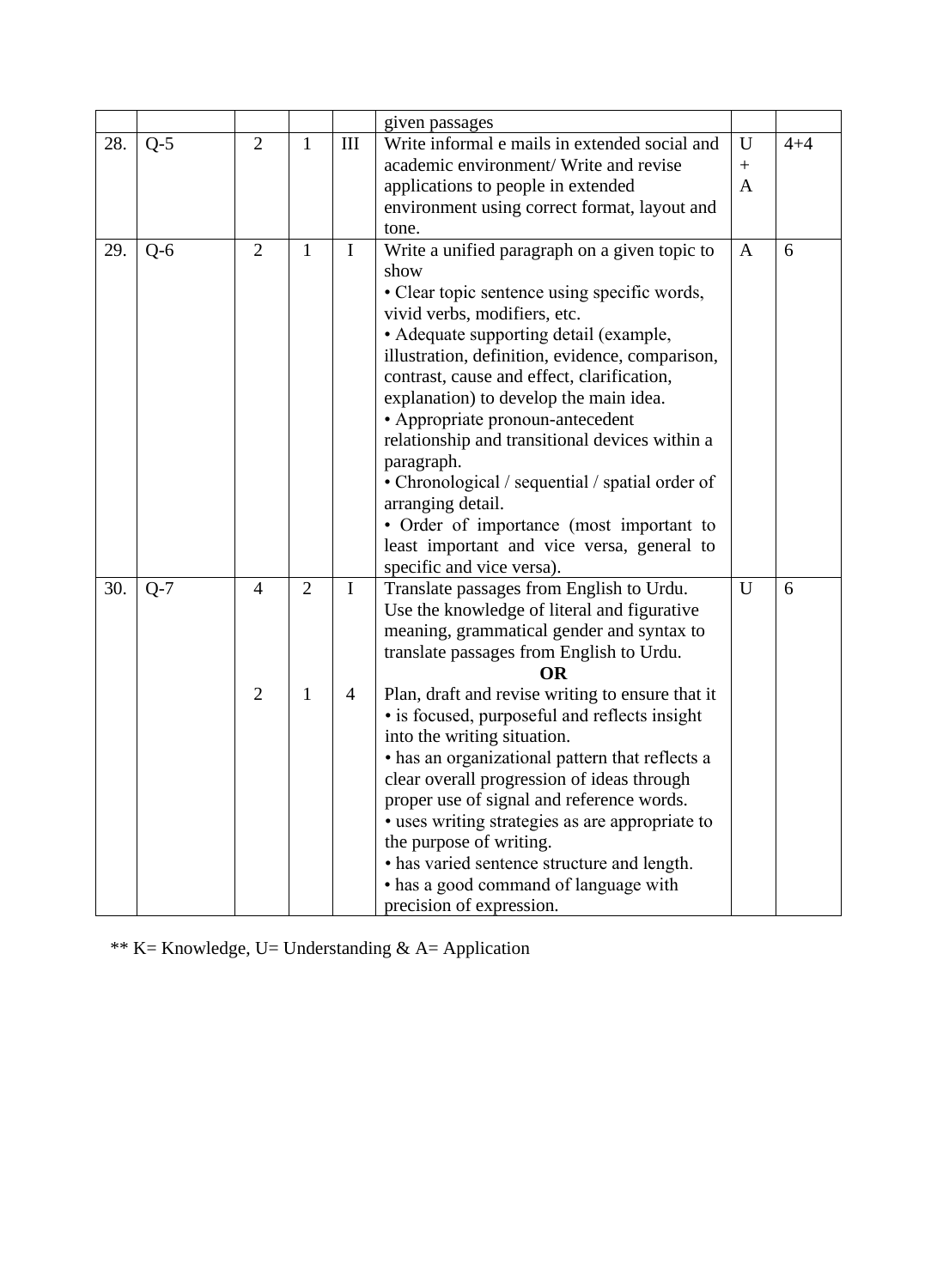| | | | | | given passages | | |
|---|---|---|---|---|---|---|---|
| 28. | Q-5 | 2 | 1 | III | Write informal e mails in extended social and academic environment/ Write and revise applications to people in extended environment using correct format, layout and tone. | U + A | 4+4 |
| 29. | Q-6 | 2 | 1 | I | Write a unified paragraph on a given topic to show<br>• Clear topic sentence using specific words, vivid verbs, modifiers, etc.<br>• Adequate supporting detail (example, illustration, definition, evidence, comparison, contrast, cause and effect, clarification, explanation) to develop the main idea.<br>• Appropriate pronoun-antecedent relationship and transitional devices within a paragraph.<br>• Chronological / sequential / spatial order of arranging detail.<br>• Order of importance (most important to least important and vice versa, general to specific and vice versa). | A | 6 |
| 30. | Q-7 | 4<br><br><br><br><br>2 | 2<br><br><br><br><br>1 | I<br><br><br><br><br>4 | Translate passages from English to Urdu. Use the knowledge of literal and figurative meaning, grammatical gender and syntax to translate passages from English to Urdu.<br>**OR**<br>Plan, draft and revise writing to ensure that it<br>• is focused, purposeful and reflects insight into the writing situation.<br>• has an organizational pattern that reflects a clear overall progression of ideas through proper use of signal and reference words.<br>• uses writing strategies as are appropriate to the purpose of writing.<br>• has varied sentence structure and length.<br>• has a good command of language with precision of expression. | U | 6 |

** K= Knowledge, U= Understanding & A= Application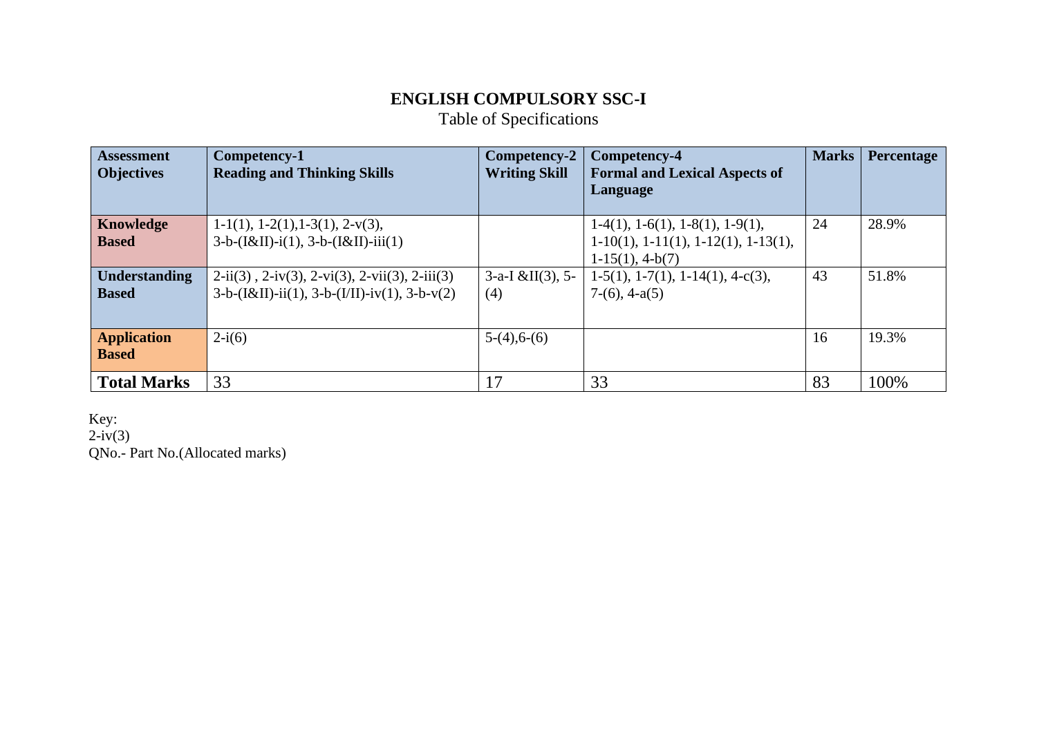# ENGLISH COMPULSORY SSC-I

Table of Specifications

| **Assessment Objectives** | **Competency-1 Reading and Thinking Skills** | **Competency-2 Writing Skill** | **Competency-4 Formal and Lexical Aspects of Language** | **Marks** | **Percentage** |
|---|---|---|---|---|---|
| **Knowledge Based** | 1-1(1), 1-2(1),1-3(1), 2-v(3), 3-b-(I&II)-i(1), 3-b-(I&II)-iii(1) | | 1-4(1), 1-6(1), 1-8(1), 1-9(1), 1-10(1), 1-11(1), 1-12(1), 1-13(1), 1-15(1), 4-b(7) | 24 | 28.9% |
| **Understanding Based** | 2-ii(3) , 2-iv(3), 2-vi(3), 2-vii(3), 2-iii(3) 3-b-(I&II)-ii(1), 3-b-(I/II)-iv(1), 3-b-v(2) | 3-a-I &II(3), 5-(4) | 1-5(1), 1-7(1), 1-14(1), 4-c(3), 7-(6), 4-a(5) | 43 | 51.8% |
| **Application Based** | 2-i(6) | 5-(4),6-(6) | | 16 | 19.3% |
| **Total Marks** | 33 | 17 | 33 | 83 | 100% |

Key:
2-iv(3)
QNo.- Part No.(Allocated marks)